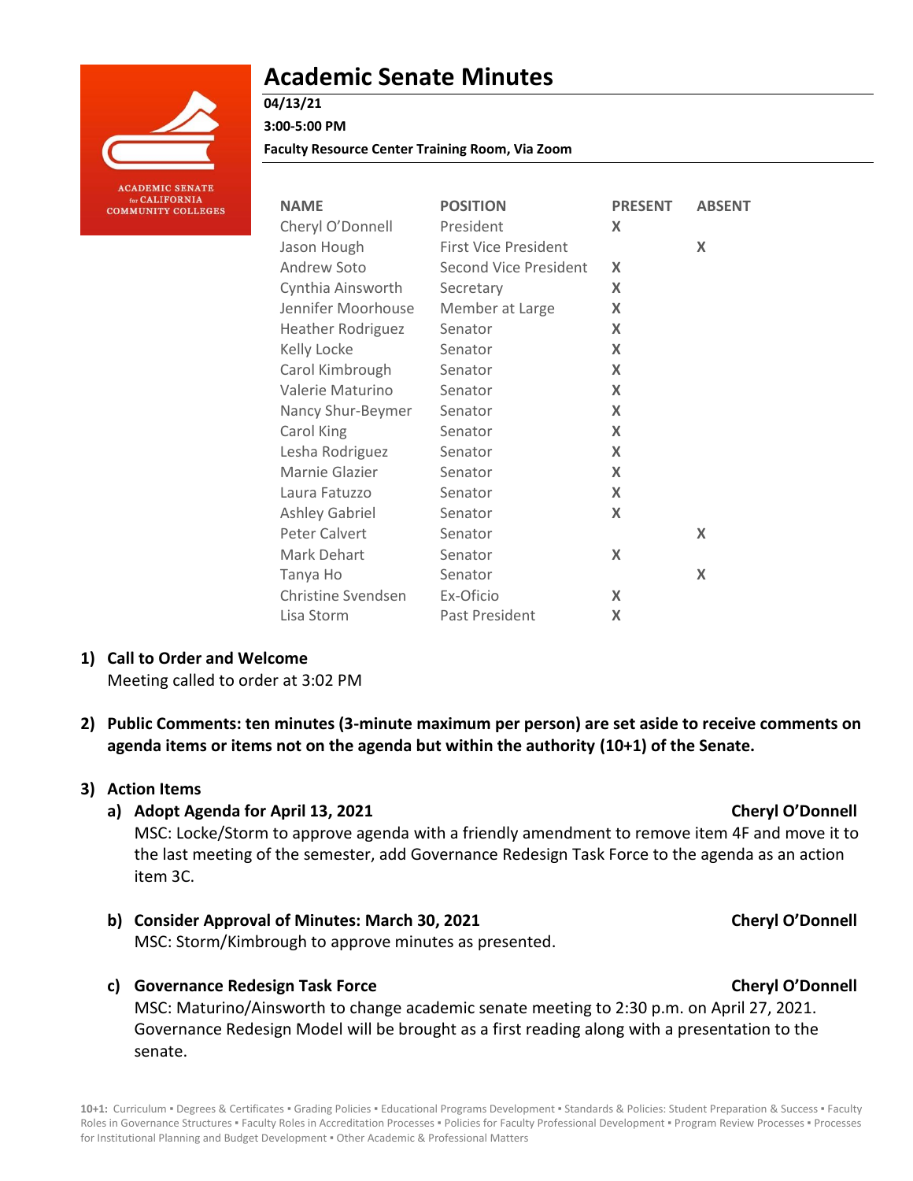# Academic Senate Minutes

**04/13/21**

**3:00-5:00 PM**

**Faculty Resource Center Training Room, Via Zoom**

| NAME | POSITION | PRESENT | ABSENT |
|---|---|---|---|
| Cheryl O'Donnell | President | X | |
| Jason Hough | First Vice President | | X |
| Andrew Soto | Second Vice President | X | |
| Cynthia Ainsworth | Secretary | X | |
| Jennifer Moorhouse | Member at Large | X | |
| Heather Rodriguez | Senator | X | |
| Kelly Locke | Senator | X | |
| Carol Kimbrough | Senator | X | |
| Valerie Maturino | Senator | X | |
| Nancy Shur-Beymer | Senator | X | |
| Carol King | Senator | X | |
| Lesha Rodriguez | Senator | X | |
| Marnie Glazier | Senator | X | |
| Laura Fatuzzo | Senator | X | |
| Ashley Gabriel | Senator | X | |
| Peter Calvert | Senator | | X |
| Mark Dehart | Senator | X | |
| Tanya Ho | Senator | | X |
| Christine Svendsen | Ex-Oficio | X | |
| Lisa Storm | Past President | X | |

1) **Call to Order and Welcome**
   Meeting called to order at 3:02 PM

2) **Public Comments: ten minutes (3-minute maximum per person) are set aside to receive comments on agenda items or items not on the agenda but within the authority (10+1) of the Senate.**

3) **Action Items**
   a) **Adopt Agenda for April 13, 2021** — **Cheryl O'Donnell**
      MSC: Locke/Storm to approve agenda with a friendly amendment to remove item 4F and move it to the last meeting of the semester, add Governance Redesign Task Force to the agenda as an action item 3C.

   b) **Consider Approval of Minutes: March 30, 2021** — **Cheryl O'Donnell**
      MSC: Storm/Kimbrough to approve minutes as presented.

   c) **Governance Redesign Task Force** — **Cheryl O'Donnell**
      MSC: Maturino/Ainsworth to change academic senate meeting to 2:30 p.m. on April 27, 2021. Governance Redesign Model will be brought as a first reading along with a presentation to the senate.

**10+1:** Curriculum ▪ Degrees & Certificates ▪ Grading Policies ▪ Educational Programs Development ▪ Standards & Policies: Student Preparation & Success ▪ Faculty Roles in Governance Structures ▪ Faculty Roles in Accreditation Processes ▪ Policies for Faculty Professional Development ▪ Program Review Processes ▪ Processes for Institutional Planning and Budget Development ▪ Other Academic & Professional Matters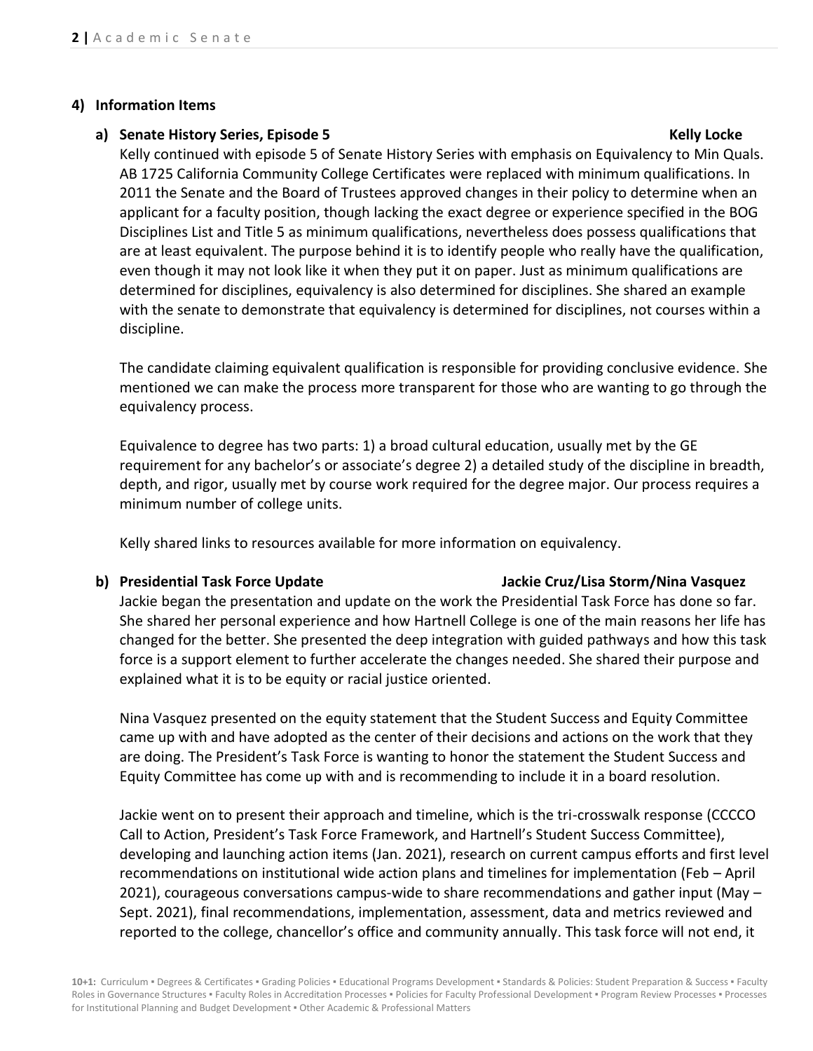## 4) Information Items

### a) Senate History Series, Episode 5 — Kelly Locke

Kelly continued with episode 5 of Senate History Series with emphasis on Equivalency to Min Quals. AB 1725 California Community College Certificates were replaced with minimum qualifications. In 2011 the Senate and the Board of Trustees approved changes in their policy to determine when an applicant for a faculty position, though lacking the exact degree or experience specified in the BOG Disciplines List and Title 5 as minimum qualifications, nevertheless does possess qualifications that are at least equivalent. The purpose behind it is to identify people who really have the qualification, even though it may not look like it when they put it on paper. Just as minimum qualifications are determined for disciplines, equivalency is also determined for disciplines. She shared an example with the senate to demonstrate that equivalency is determined for disciplines, not courses within a discipline.

The candidate claiming equivalent qualification is responsible for providing conclusive evidence. She mentioned we can make the process more transparent for those who are wanting to go through the equivalency process.

Equivalence to degree has two parts: 1) a broad cultural education, usually met by the GE requirement for any bachelor's or associate's degree 2) a detailed study of the discipline in breadth, depth, and rigor, usually met by course work required for the degree major. Our process requires a minimum number of college units.

Kelly shared links to resources available for more information on equivalency.

### b) Presidential Task Force Update — Jackie Cruz/Lisa Storm/Nina Vasquez

Jackie began the presentation and update on the work the Presidential Task Force has done so far. She shared her personal experience and how Hartnell College is one of the main reasons her life has changed for the better. She presented the deep integration with guided pathways and how this task force is a support element to further accelerate the changes needed. She shared their purpose and explained what it is to be equity or racial justice oriented.

Nina Vasquez presented on the equity statement that the Student Success and Equity Committee came up with and have adopted as the center of their decisions and actions on the work that they are doing. The President's Task Force is wanting to honor the statement the Student Success and Equity Committee has come up with and is recommending to include it in a board resolution.

Jackie went on to present their approach and timeline, which is the tri-crosswalk response (CCCCO Call to Action, President's Task Force Framework, and Hartnell's Student Success Committee), developing and launching action items (Jan. 2021), research on current campus efforts and first level recommendations on institutional wide action plans and timelines for implementation (Feb – April 2021), courageous conversations campus-wide to share recommendations and gather input (May – Sept. 2021), final recommendations, implementation, assessment, data and metrics reviewed and reported to the college, chancellor's office and community annually. This task force will not end, it

**10+1:** Curriculum ▪ Degrees & Certificates ▪ Grading Policies ▪ Educational Programs Development ▪ Standards & Policies: Student Preparation & Success ▪ Faculty Roles in Governance Structures ▪ Faculty Roles in Accreditation Processes ▪ Policies for Faculty Professional Development ▪ Program Review Processes ▪ Processes for Institutional Planning and Budget Development ▪ Other Academic & Professional Matters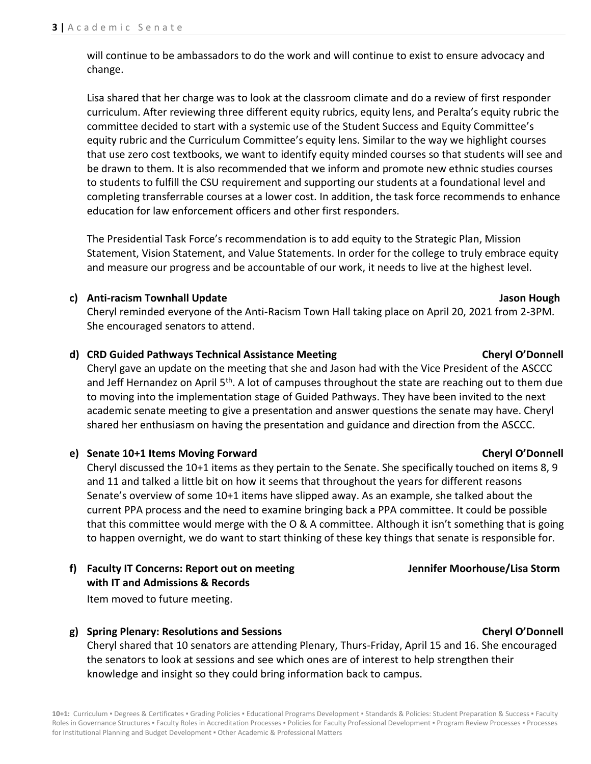will continue to be ambassadors to do the work and will continue to exist to ensure advocacy and change.

Lisa shared that her charge was to look at the classroom climate and do a review of first responder curriculum. After reviewing three different equity rubrics, equity lens, and Peralta's equity rubric the committee decided to start with a systemic use of the Student Success and Equity Committee's equity rubric and the Curriculum Committee's equity lens. Similar to the way we highlight courses that use zero cost textbooks, we want to identify equity minded courses so that students will see and be drawn to them. It is also recommended that we inform and promote new ethnic studies courses to students to fulfill the CSU requirement and supporting our students at a foundational level and completing transferrable courses at a lower cost. In addition, the task force recommends to enhance education for law enforcement officers and other first responders.

The Presidential Task Force's recommendation is to add equity to the Strategic Plan, Mission Statement, Vision Statement, and Value Statements. In order for the college to truly embrace equity and measure our progress and be accountable of our work, it needs to live at the highest level.

**c) Anti-racism Townhall Update** **Jason Hough**

Cheryl reminded everyone of the Anti-Racism Town Hall taking place on April 20, 2021 from 2-3PM. She encouraged senators to attend.

**d) CRD Guided Pathways Technical Assistance Meeting** **Cheryl O'Donnell**

Cheryl gave an update on the meeting that she and Jason had with the Vice President of the ASCCC and Jeff Hernandez on April 5th. A lot of campuses throughout the state are reaching out to them due to moving into the implementation stage of Guided Pathways. They have been invited to the next academic senate meeting to give a presentation and answer questions the senate may have. Cheryl shared her enthusiasm on having the presentation and guidance and direction from the ASCCC.

**e) Senate 10+1 Items Moving Forward** **Cheryl O'Donnell**

Cheryl discussed the 10+1 items as they pertain to the Senate. She specifically touched on items 8, 9 and 11 and talked a little bit on how it seems that throughout the years for different reasons Senate's overview of some 10+1 items have slipped away. As an example, she talked about the current PPA process and the need to examine bringing back a PPA committee. It could be possible that this committee would merge with the O & A committee. Although it isn't something that is going to happen overnight, we do want to start thinking of these key things that senate is responsible for.

**f) Faculty IT Concerns: Report out on meeting with IT and Admissions & Records** **Jennifer Moorhouse/Lisa Storm**

Item moved to future meeting.

**g) Spring Plenary: Resolutions and Sessions** **Cheryl O'Donnell**

Cheryl shared that 10 senators are attending Plenary, Thurs-Friday, April 15 and 16. She encouraged the senators to look at sessions and see which ones are of interest to help strengthen their knowledge and insight so they could bring information back to campus.

**10+1:** Curriculum ▪ Degrees & Certificates ▪ Grading Policies ▪ Educational Programs Development ▪ Standards & Policies: Student Preparation & Success ▪ Faculty Roles in Governance Structures ▪ Faculty Roles in Accreditation Processes ▪ Policies for Faculty Professional Development ▪ Program Review Processes ▪ Processes for Institutional Planning and Budget Development ▪ Other Academic & Professional Matters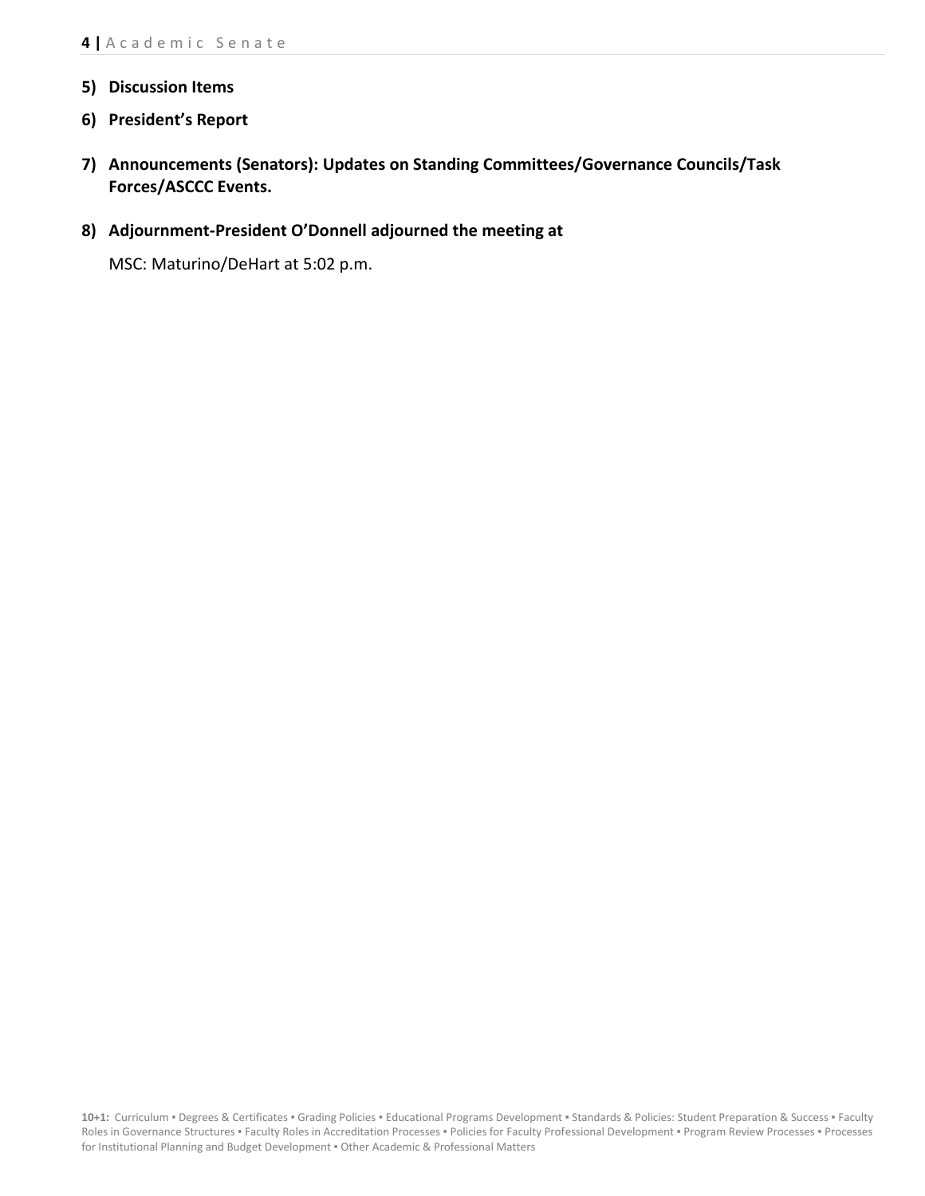**5) Discussion Items**

**6) President's Report**

**7) Announcements (Senators): Updates on Standing Committees/Governance Councils/Task Forces/ASCCC Events.**

**8) Adjournment-President O'Donnell adjourned the meeting at**

MSC: Maturino/DeHart at 5:02 p.m.